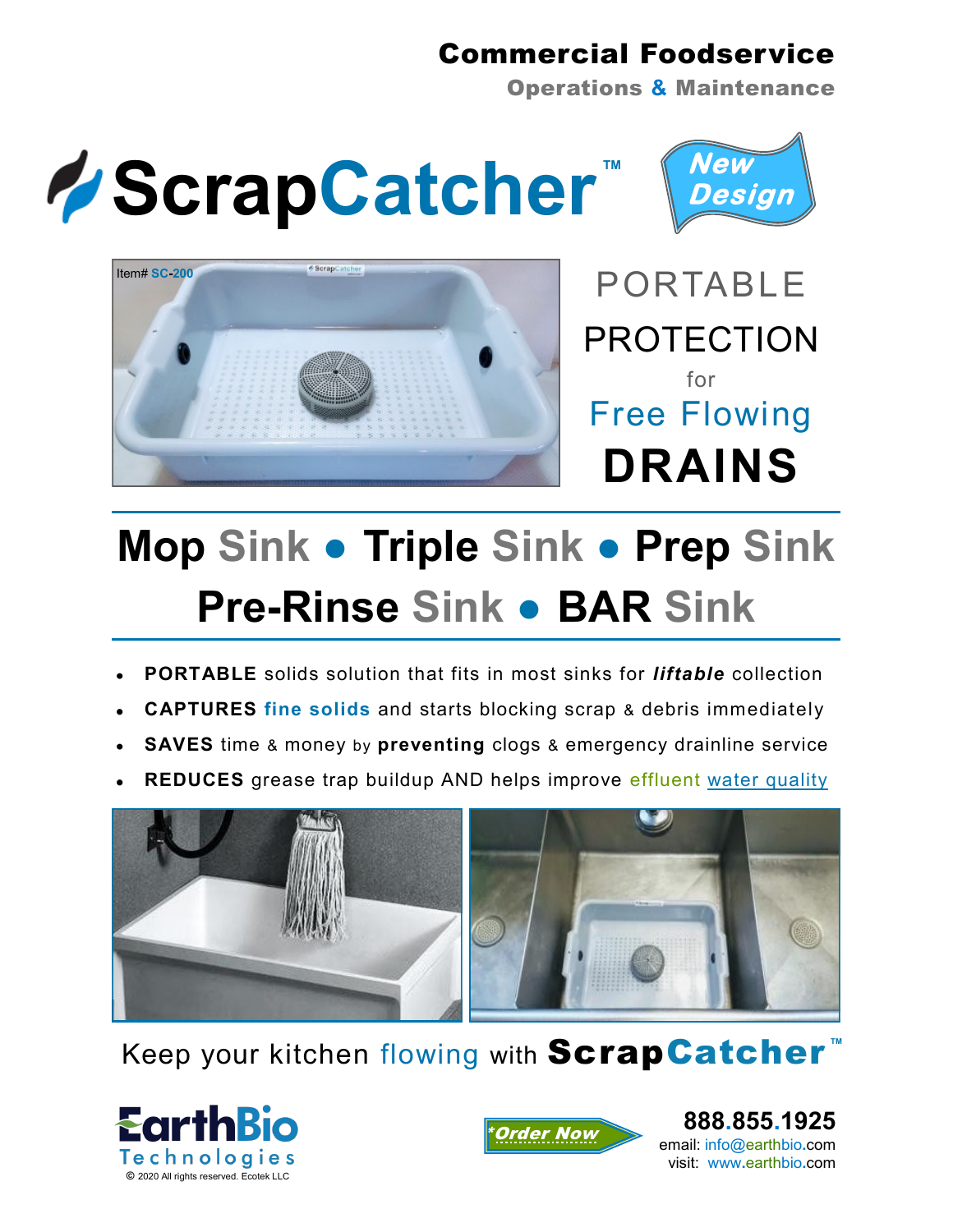**Commercial Foodservice**
**Operations & Maintenance**

# ScrapCatcher™

New Design

Item# SC-200

PORTABLE
PROTECTION
for
Free Flowing
**DRAINS**

## Mop Sink • Triple Sink • Prep Sink
## Pre-Rinse Sink • BAR Sink

- **PORTABLE** solids solution that fits in most sinks for ***liftable*** collection
- **CAPTURES** **fine solids** and starts blocking scrap & debris immediately
- **SAVES** time & money by **preventing** clogs & emergency drainline service
- **REDUCES** grease trap buildup AND helps improve effluent water quality

Keep your kitchen flowing with **ScrapCatcher™**

EarthBio Technologies
© 2020 All rights reserved. Ecotek LLC

*Order Now

**888.855.1925**
email: info@earthbio.com
visit: www.earthbio.com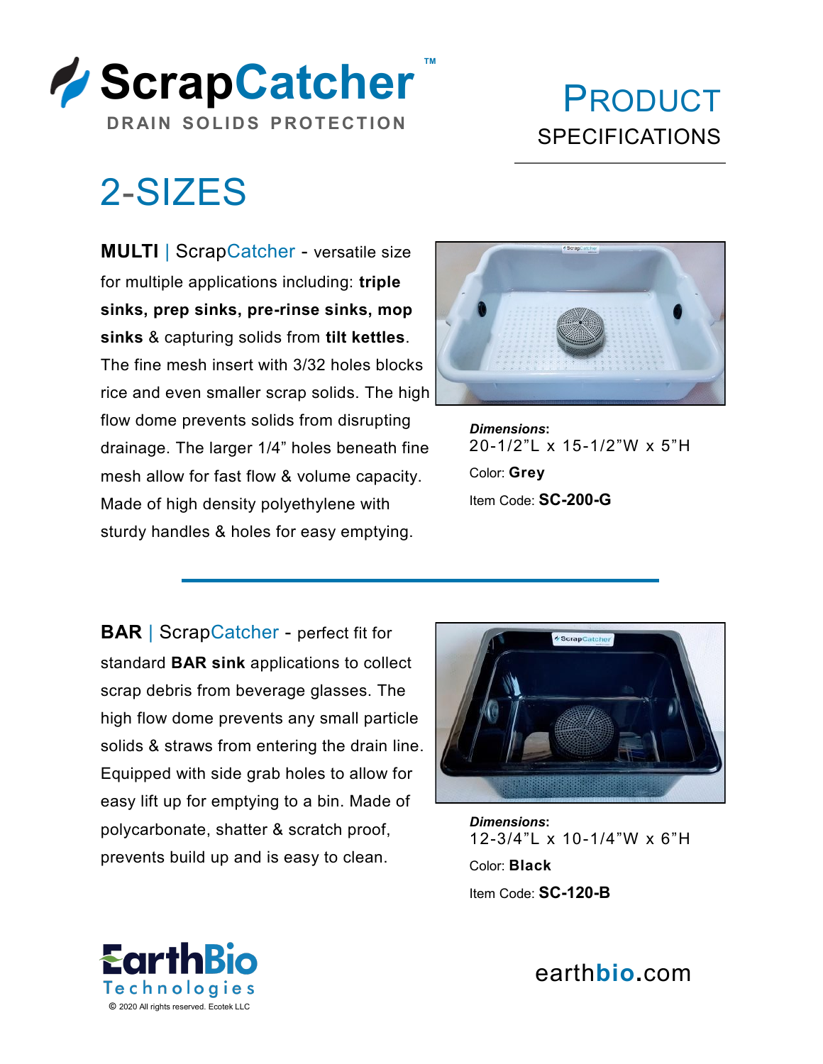# ScrapCatcher™

DRAIN SOLIDS PROTECTION

# PRODUCT SPECIFICATIONS

## 2-SIZES

**MULTI** | ScrapCatcher - versatile size for multiple applications including: **triple sinks, prep sinks, pre-rinse sinks, mop sinks** & capturing solids from **tilt kettles**. The fine mesh insert with 3/32 holes blocks rice and even smaller scrap solids. The high flow dome prevents solids from disrupting drainage. The larger 1/4" holes beneath fine mesh allow for fast flow & volume capacity. Made of high density polyethylene with sturdy handles & holes for easy emptying.

***Dimensions*:**
20-1/2"L x 15-1/2"W x 5"H

Color: **Grey**

Item Code: **SC-200-G**

---

**BAR** | ScrapCatcher - perfect fit for standard **BAR sink** applications to collect scrap debris from beverage glasses. The high flow dome prevents any small particle solids & straws from entering the drain line. Equipped with side grab holes to allow for easy lift up for emptying to a bin. Made of polycarbonate, shatter & scratch proof, prevents build up and is easy to clean.

***Dimensions*:**
12-3/4"L x 10-1/4"W x 6"H

Color: **Black**

Item Code: **SC-120-B**

EarthBio Technologies

© 2020 All rights reserved. Ecotek LLC

earthbio.com